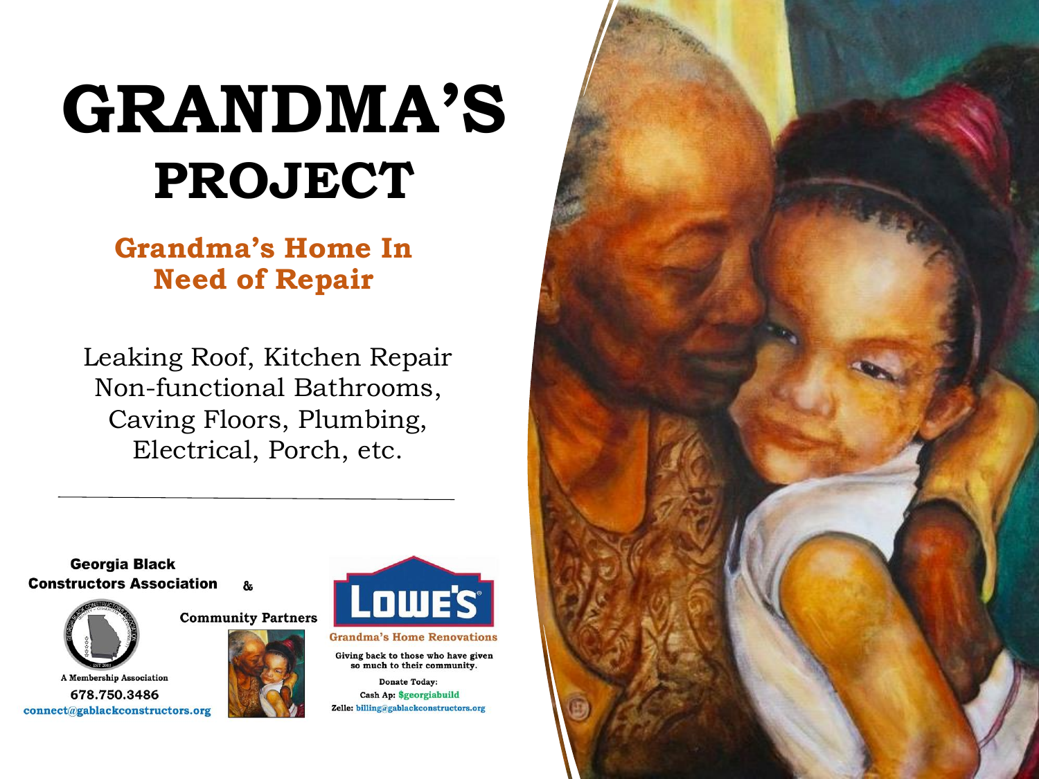# GRANDMA'S PROJECT

## Grandma's Home In Need of Repair

Leaking Roof, Kitchen Repair
Non-functional Bathrooms,
Caving Floors, Plumbing,
Electrical, Porch, etc.

---

**Georgia Black Constructors Association** &

**Community Partners**

A Membership Association

**678.750.3486**

connect@gablackconstructors.org

LOWE'S

**Grandma's Home Renovations**

Giving back to those who have given so much to their community.

Donate Today:

Cash Ap: $georgiabuild

Zelle: billing@gablackconstructors.org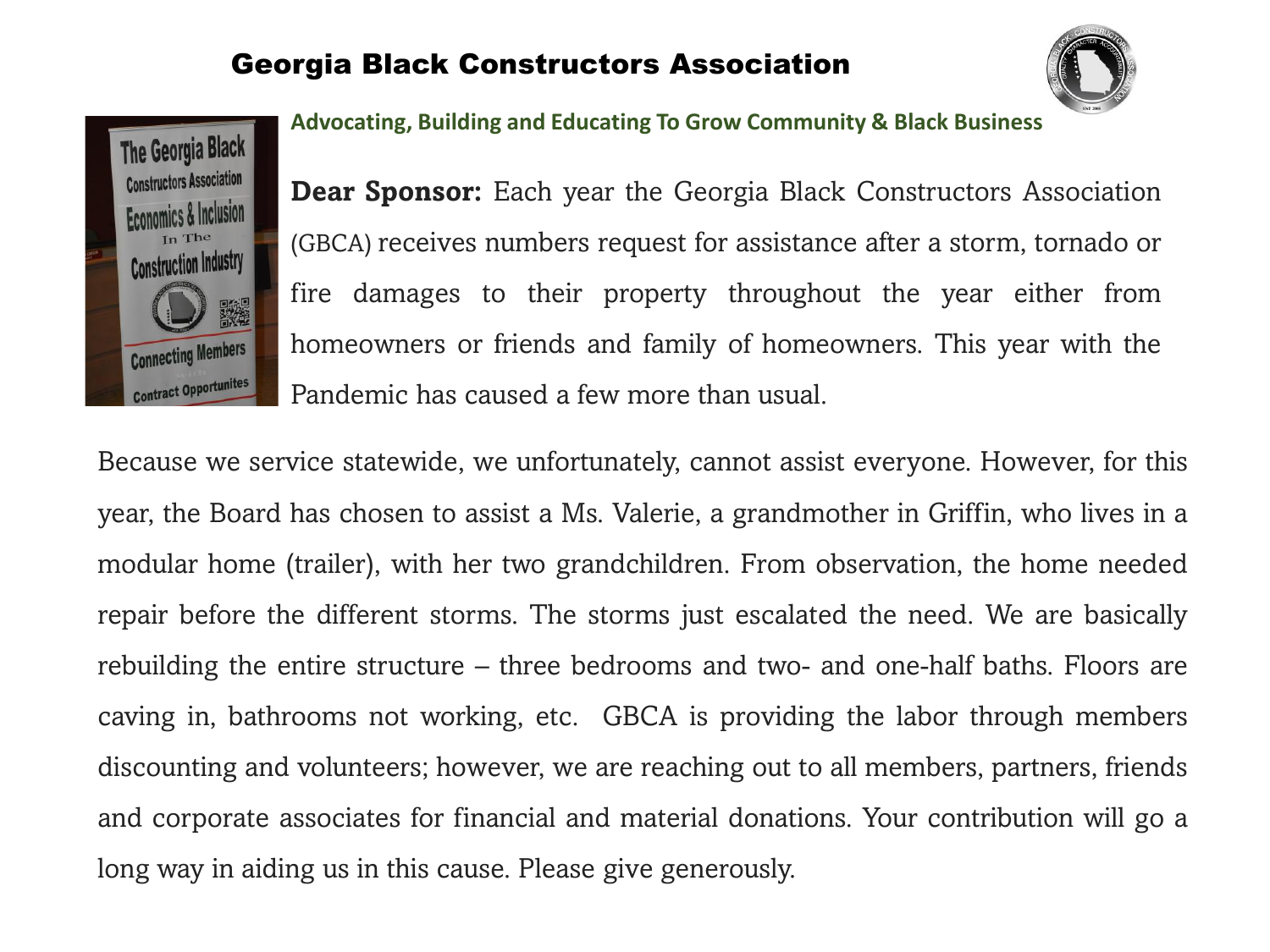# Georgia Black Constructors Association

**Advocating, Building and Educating To Grow Community & Black Business**

**Dear Sponsor:** Each year the Georgia Black Constructors Association (GBCA) receives numbers request for assistance after a storm, tornado or fire damages to their property throughout the year either from homeowners or friends and family of homeowners. This year with the Pandemic has caused a few more than usual.

Because we service statewide, we unfortunately, cannot assist everyone. However, for this year, the Board has chosen to assist a Ms. Valerie, a grandmother in Griffin, who lives in a modular home (trailer), with her two grandchildren. From observation, the home needed repair before the different storms. The storms just escalated the need. We are basically rebuilding the entire structure – three bedrooms and two- and one-half baths. Floors are caving in, bathrooms not working, etc. GBCA is providing the labor through members discounting and volunteers; however, we are reaching out to all members, partners, friends and corporate associates for financial and material donations. Your contribution will go a long way in aiding us in this cause. Please give generously.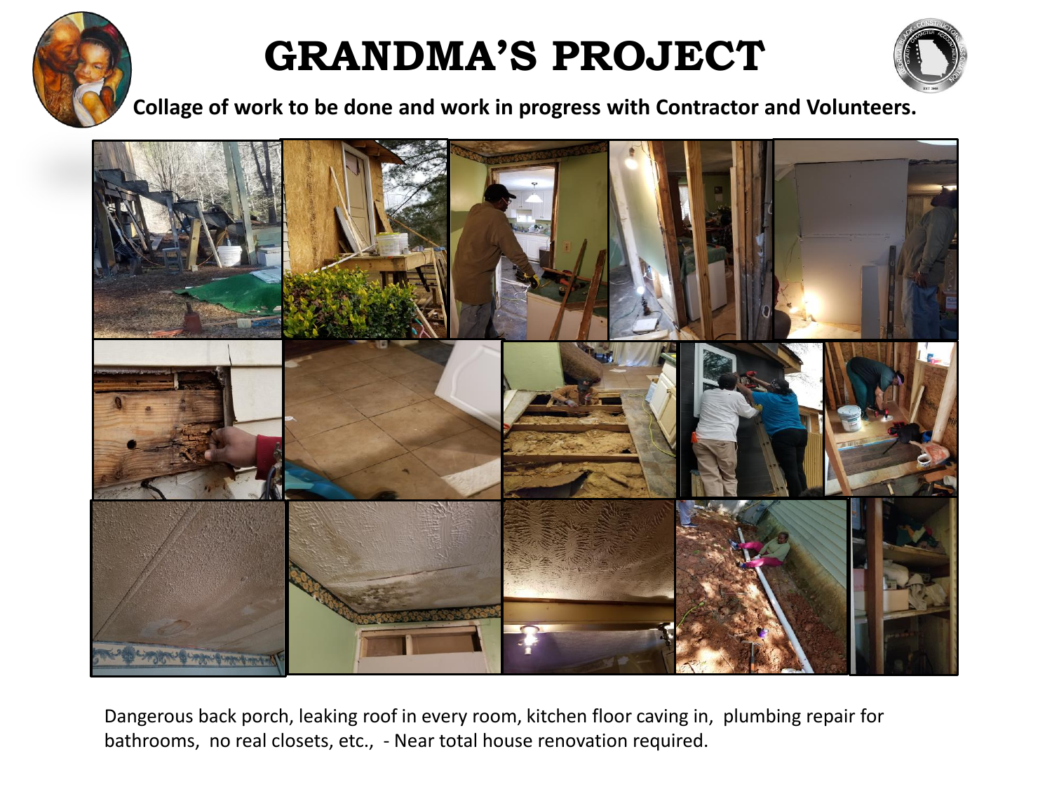# GRANDMA'S PROJECT

**Collage of work to be done and work in progress with Contractor and Volunteers.**

Dangerous back porch, leaking roof in every room, kitchen floor caving in, plumbing repair for bathrooms, no real closets, etc., - Near total house renovation required.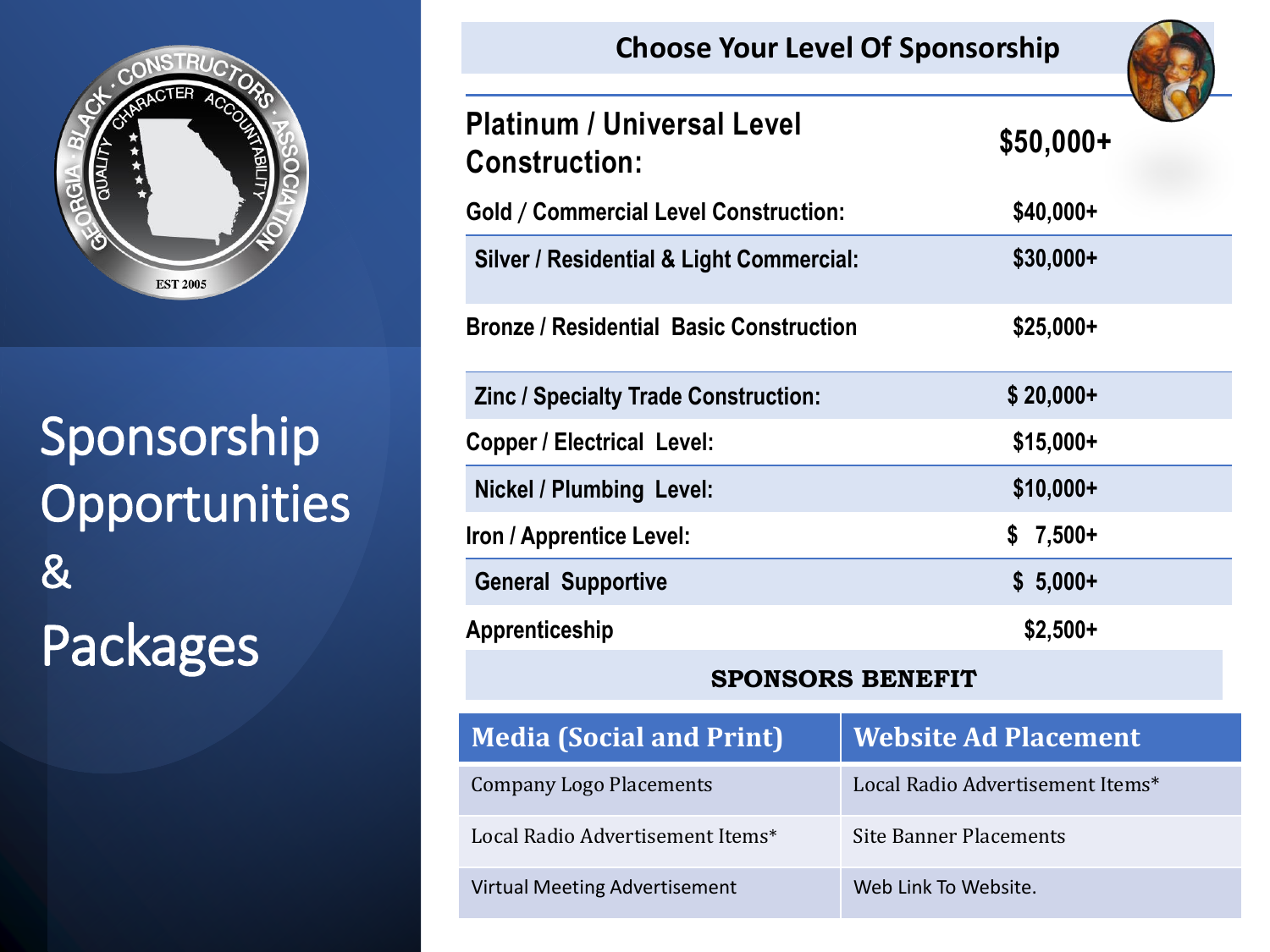# Sponsorship Opportunities & Packages

## Choose Your Level Of Sponsorship

| Level | Amount |
|---|---|
| **Platinum / Universal Level Construction:** | **$50,000+** |
| **Gold / Commercial Level Construction:** | **$40,000+** |
| **Silver / Residential & Light Commercial:** | **$30,000+** |
| **Bronze / Residential Basic Construction** | **$25,000+** |
| **Zinc / Specialty Trade Construction:** | **$ 20,000+** |
| **Copper / Electrical Level:** | **$15,000+** |
| **Nickel / Plumbing Level:** | **$10,000+** |
| **Iron / Apprentice Level:** | **$ 7,500+** |
| **General Supportive** | **$ 5,000+** |
| **Apprenticeship** | **$2,500+** |

## SPONSORS BENEFIT

| Media (Social and Print) | Website Ad Placement |
|---|---|
| Company Logo Placements | Local Radio Advertisement Items* |
| Local Radio Advertisement Items* | Site Banner Placements |
| Virtual Meeting Advertisement | Web Link To Website. |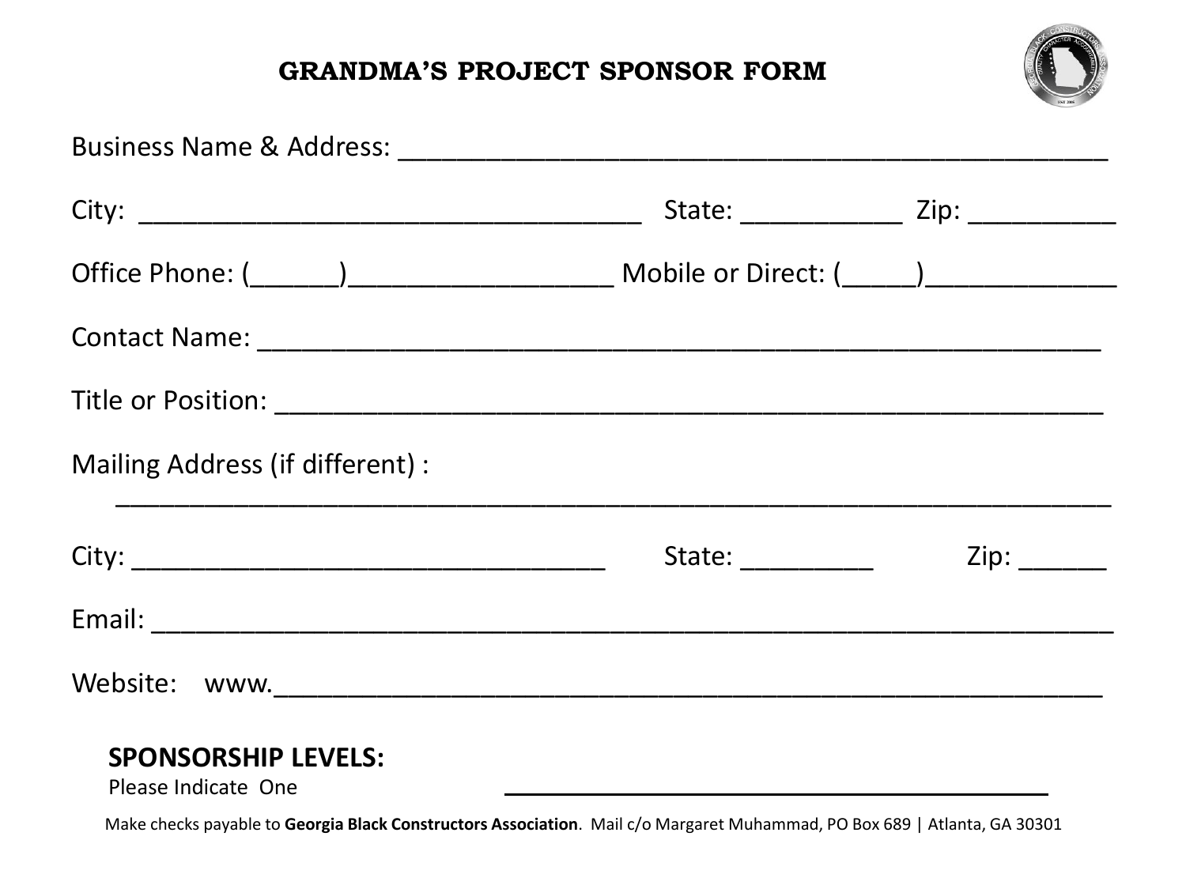# GRANDMA'S PROJECT SPONSOR FORM

Business Name & Address: ______________________________________________

City: ________________________________ State: ___________ Zip: __________

Office Phone: (______)__________________ Mobile or Direct: (_____)_____________

Contact Name: ______________________________________________________

Title or Position: ____________________________________________________

Mailing Address (if different) :

__________________________________________________________________

City: ______________________________ State: _________ Zip: ______

Email: _____________________________________________________________

Website: www.______________________________________________________

**SPONSORSHIP LEVELS:**

Please Indicate One ________________________________________

Make checks payable to **Georgia Black Constructors Association**. Mail c/o Margaret Muhammad, PO Box 689 | Atlanta, GA 30301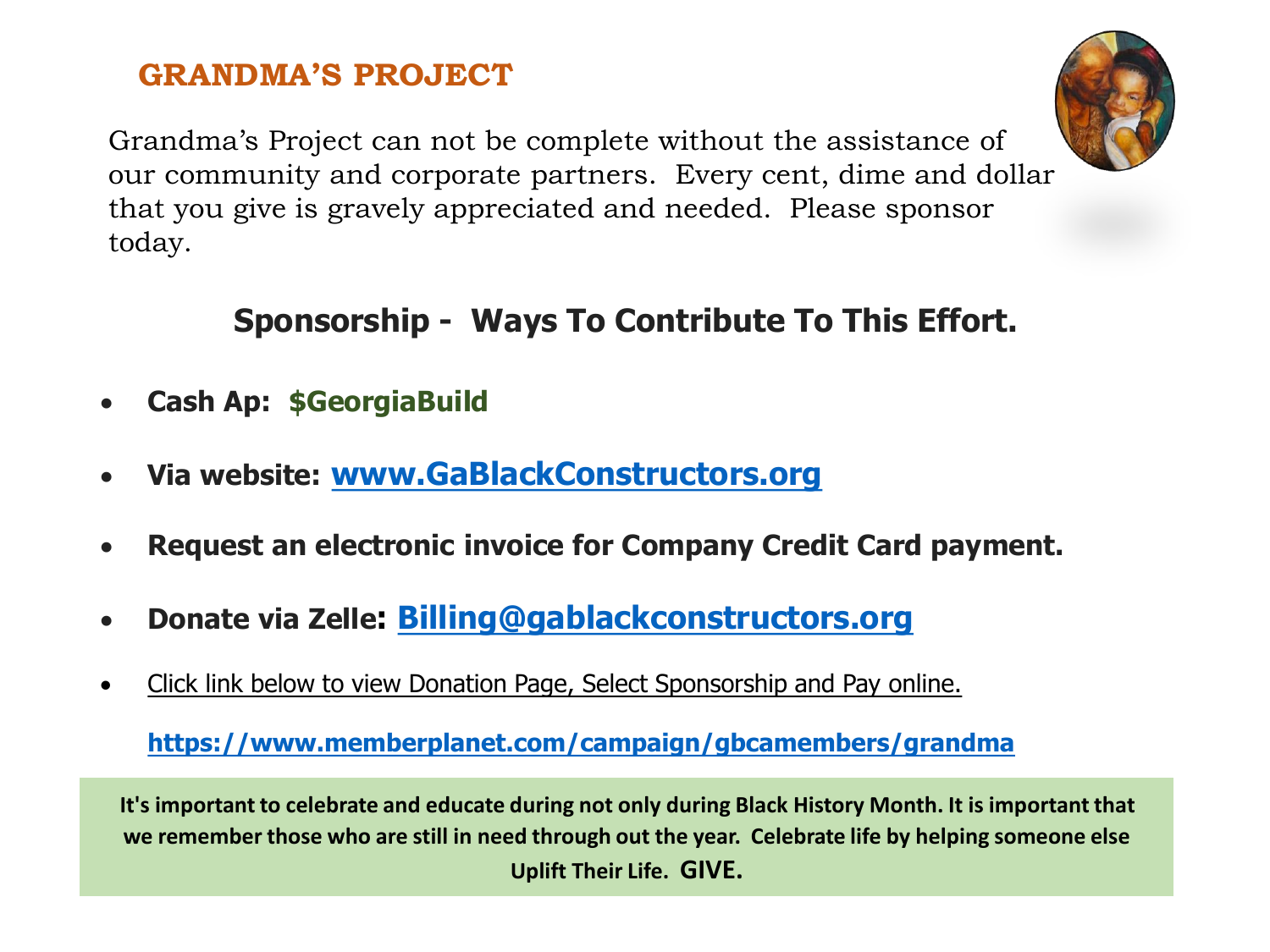# GRANDMA'S PROJECT

Grandma's Project can not be complete without the assistance of our community and corporate partners. Every cent, dime and dollar that you give is gravely appreciated and needed. Please sponsor today.

## Sponsorship - Ways To Contribute To This Effort.

- **Cash Ap: $GeorgiaBuild**
- **Via website: www.GaBlackConstructors.org**
- **Request an electronic invoice for Company Credit Card payment.**
- **Donate via Zelle: Billing@gablackconstructors.org**
- Click link below to view Donation Page, Select Sponsorship and Pay online.

  **https://www.memberplanet.com/campaign/gbcamembers/grandma**

**It's important to celebrate and educate during not only during Black History Month. It is important that we remember those who are still in need through out the year. Celebrate life by helping someone else Uplift Their Life. GIVE.**